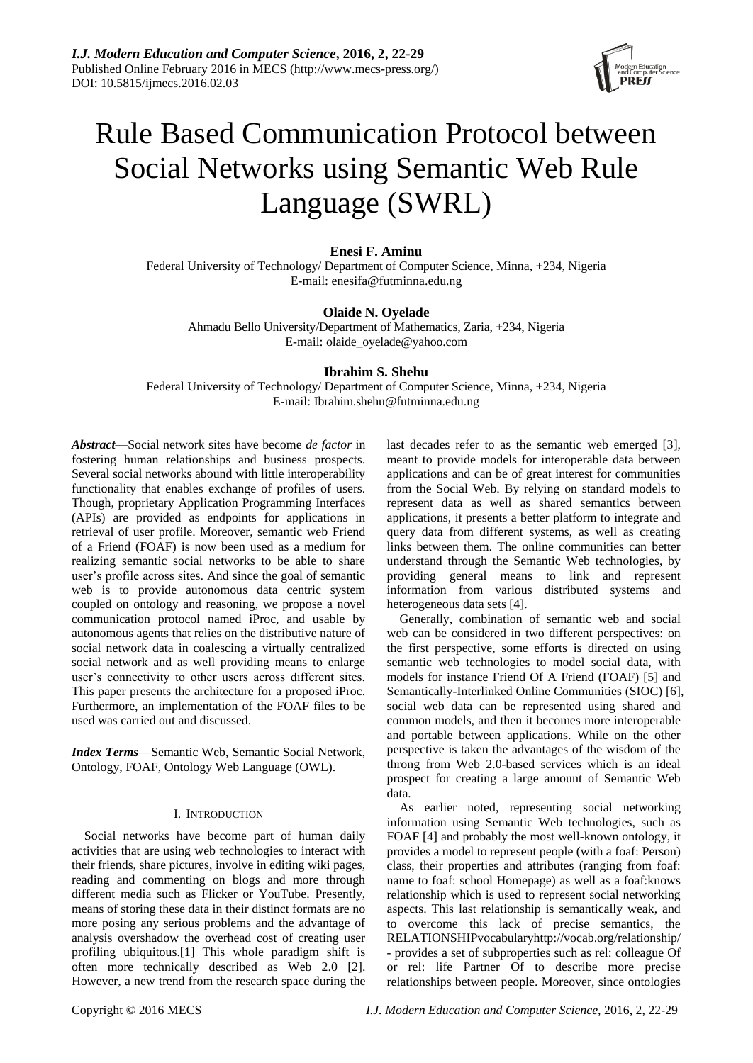# Rule Based Communication Protocol between Social Networks using Semantic Web Rule Language (SWRL)

**Enesi F. Aminu**

Federal University of Technology/ Department of Computer Science, Minna, +234, Nigeria
E-mail: enesifa@futminna.edu.ng

**Olaide N. Oyelade**

Ahmadu Bello University/Department of Mathematics, Zaria, +234, Nigeria
E-mail: olaide_oyelade@yahoo.com

**Ibrahim S. Shehu**

Federal University of Technology/ Department of Computer Science, Minna, +234, Nigeria
E-mail: Ibrahim.shehu@futminna.edu.ng

***Abstract***—Social network sites have become *de factor* in fostering human relationships and business prospects. Several social networks abound with little interoperability functionality that enables exchange of profiles of users. Though, proprietary Application Programming Interfaces (APIs) are provided as endpoints for applications in retrieval of user profile. Moreover, semantic web Friend of a Friend (FOAF) is now been used as a medium for realizing semantic social networks to be able to share user's profile across sites. And since the goal of semantic web is to provide autonomous data centric system coupled on ontology and reasoning, we propose a novel communication protocol named iProc, and usable by autonomous agents that relies on the distributive nature of social network data in coalescing a virtually centralized social network and as well providing means to enlarge user's connectivity to other users across different sites. This paper presents the architecture for a proposed iProc. Furthermore, an implementation of the FOAF files to be used was carried out and discussed.

***Index Terms***—Semantic Web, Semantic Social Network, Ontology, FOAF, Ontology Web Language (OWL).

## I. Introduction

Social networks have become part of human daily activities that are using web technologies to interact with their friends, share pictures, involve in editing wiki pages, reading and commenting on blogs and more through different media such as Flicker or YouTube. Presently, means of storing these data in their distinct formats are no more posing any serious problems and the advantage of analysis overshadow the overhead cost of creating user profiling ubiquitous.[1] This whole paradigm shift is often more technically described as Web 2.0 [2]. However, a new trend from the research space during the last decades refer to as the semantic web emerged [3], meant to provide models for interoperable data between applications and can be of great interest for communities from the Social Web. By relying on standard models to represent data as well as shared semantics between applications, it presents a better platform to integrate and query data from different systems, as well as creating links between them. The online communities can better understand through the Semantic Web technologies, by providing general means to link and represent information from various distributed systems and heterogeneous data sets [4].

Generally, combination of semantic web and social web can be considered in two different perspectives: on the first perspective, some efforts is directed on using semantic web technologies to model social data, with models for instance Friend Of A Friend (FOAF) [5] and Semantically-Interlinked Online Communities (SIOC) [6], social web data can be represented using shared and common models, and then it becomes more interoperable and portable between applications. While on the other perspective is taken the advantages of the wisdom of the throng from Web 2.0-based services which is an ideal prospect for creating a large amount of Semantic Web data.

As earlier noted, representing social networking information using Semantic Web technologies, such as FOAF [4] and probably the most well-known ontology, it provides a model to represent people (with a foaf: Person) class, their properties and attributes (ranging from foaf: name to foaf: school Homepage) as well as a foaf:knows relationship which is used to represent social networking aspects. This last relationship is semantically weak, and to overcome this lack of precise semantics, the RELATIONSHIPvocabularyhttp://vocab.org/relationship/ - provides a set of subproperties such as rel: colleague Of or rel: life Partner Of to describe more precise relationships between people. Moreover, since ontologies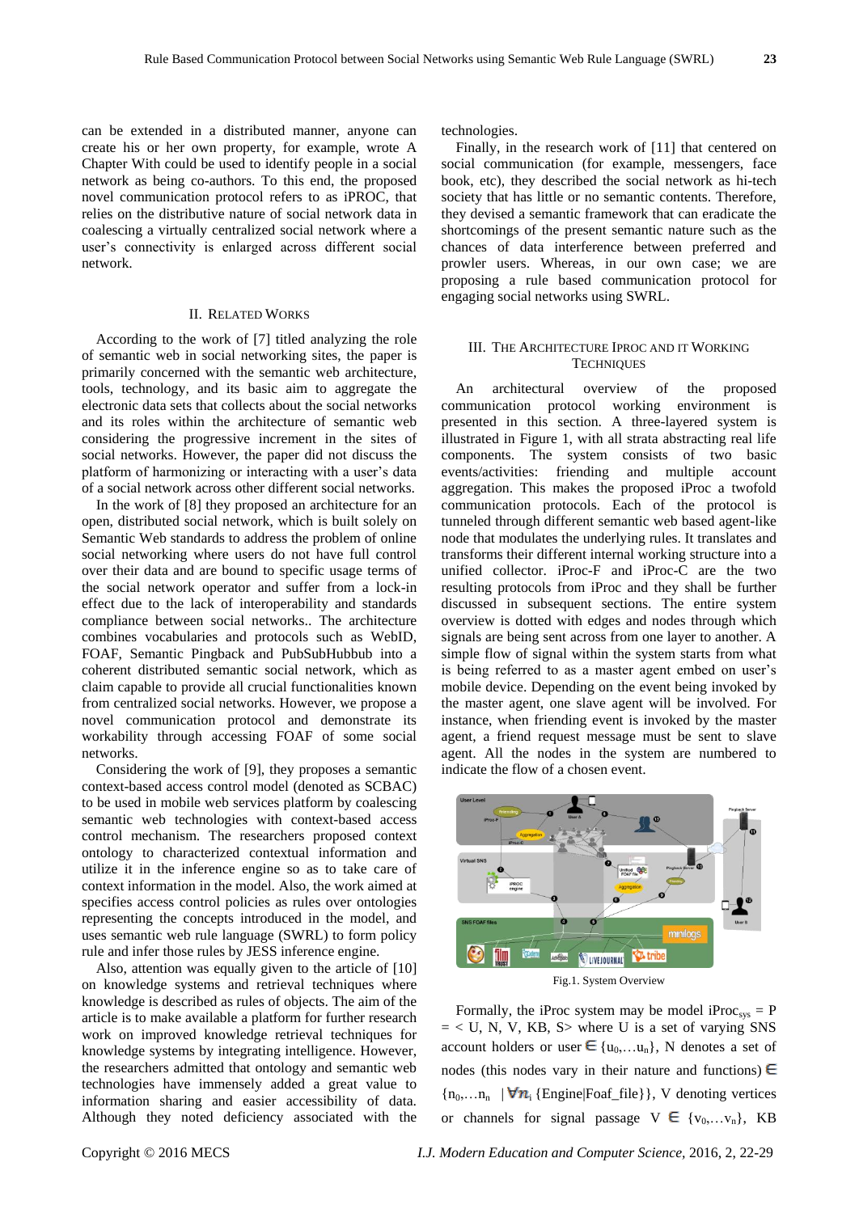can be extended in a distributed manner, anyone can create his or her own property, for example, wrote A Chapter With could be used to identify people in a social network as being co-authors. To this end, the proposed novel communication protocol refers to as iPROC, that relies on the distributive nature of social network data in coalescing a virtually centralized social network where a user's connectivity is enlarged across different social network.

## II. Related Works

According to the work of [7] titled analyzing the role of semantic web in social networking sites, the paper is primarily concerned with the semantic web architecture, tools, technology, and its basic aim to aggregate the electronic data sets that collects about the social networks and its roles within the architecture of semantic web considering the progressive increment in the sites of social networks. However, the paper did not discuss the platform of harmonizing or interacting with a user's data of a social network across other different social networks.

In the work of [8] they proposed an architecture for an open, distributed social network, which is built solely on Semantic Web standards to address the problem of online social networking where users do not have full control over their data and are bound to specific usage terms of the social network operator and suffer from a lock-in effect due to the lack of interoperability and standards compliance between social networks.. The architecture combines vocabularies and protocols such as WebID, FOAF, Semantic Pingback and PubSubHubbub into a coherent distributed semantic social network, which as claim capable to provide all crucial functionalities known from centralized social networks. However, we propose a novel communication protocol and demonstrate its workability through accessing FOAF of some social networks.

Considering the work of [9], they proposes a semantic context-based access control model (denoted as SCBAC) to be used in mobile web services platform by coalescing semantic web technologies with context-based access control mechanism. The researchers proposed context ontology to characterized contextual information and utilize it in the inference engine so as to take care of context information in the model. Also, the work aimed at specifies access control policies as rules over ontologies representing the concepts introduced in the model, and uses semantic web rule language (SWRL) to form policy rule and infer those rules by JESS inference engine.

Also, attention was equally given to the article of [10] on knowledge systems and retrieval techniques where knowledge is described as rules of objects. The aim of the article is to make available a platform for further research work on improved knowledge retrieval techniques for knowledge systems by integrating intelligence. However, the researchers admitted that ontology and semantic web technologies have immensely added a great value to information sharing and easier accessibility of data. Although they noted deficiency associated with the technologies.

Finally, in the research work of [11] that centered on social communication (for example, messengers, face book, etc), they described the social network as hi-tech society that has little or no semantic contents. Therefore, they devised a semantic framework that can eradicate the shortcomings of the present semantic nature such as the chances of data interference between preferred and prowler users. Whereas, in our own case; we are proposing a rule based communication protocol for engaging social networks using SWRL.

## III. The Architecture Iproc and it Working Techniques

An architectural overview of the proposed communication protocol working environment is presented in this section. A three-layered system is illustrated in Figure 1, with all strata abstracting real life components. The system consists of two basic events/activities: friending and multiple account aggregation. This makes the proposed iProc a twofold communication protocols. Each of the protocol is tunneled through different semantic web based agent-like node that modulates the underlying rules. It translates and transforms their different internal working structure into a unified collector. iProc-F and iProc-C are the two resulting protocols from iProc and they shall be further discussed in subsequent sections. The entire system overview is dotted with edges and nodes through which signals are being sent across from one layer to another. A simple flow of signal within the system starts from what is being referred to as a master agent embed on user's mobile device. Depending on the event being invoked by the master agent, one slave agent will be involved. For instance, when friending event is invoked by the master agent, a friend request message must be sent to slave agent. All the nodes in the system are numbered to indicate the flow of a chosen event.

Fig.1. System Overview

Formally, the iProc system may be model $iProc_{sys} = P = \langle U, N, V, KB, S\rangle$ where U is a set of varying SNS account holders or user $\in \{u_0,\ldots u_n\}$, N denotes a set of nodes (this nodes vary in their nature and functions) $\in \{n_0,\ldots n_n \mid \forall n_i \{Engine|Foaf\_file\}\}$, V denoting vertices or channels for signal passage $V \in \{v_0,\ldots v_n\}$, KB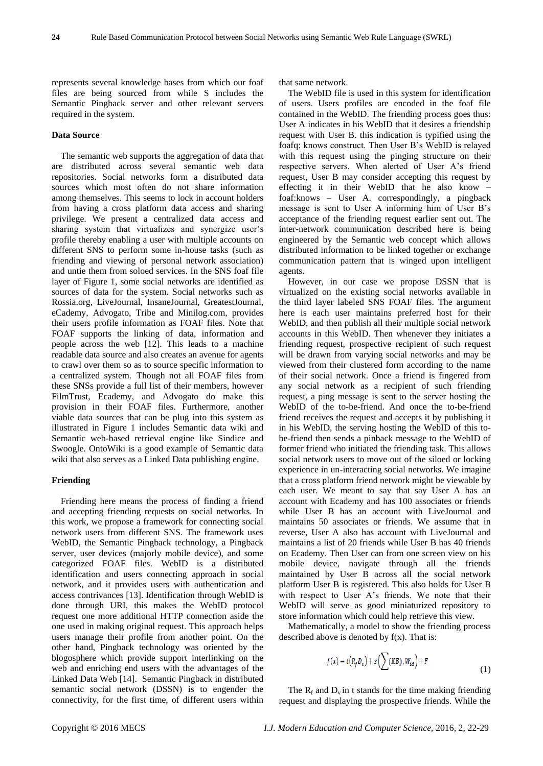represents several knowledge bases from which our foaf files are being sourced from while S includes the Semantic Pingback server and other relevant servers required in the system.

### Data Source

The semantic web supports the aggregation of data that are distributed across several semantic web data repositories. Social networks form a distributed data sources which most often do not share information among themselves. This seems to lock in account holders from having a cross platform data access and sharing privilege. We present a centralized data access and sharing system that virtualizes and synergize user's profile thereby enabling a user with multiple accounts on different SNS to perform some in-house tasks (such as friending and viewing of personal network association) and untie them from soloed services. In the SNS foaf file layer of Figure 1, some social networks are identified as sources of data for the system. Social networks such as Rossia.org, LiveJournal, InsaneJournal, GreatestJournal, eCademy, Advogato, Tribe and Minilog.com, provides their users profile information as FOAF files. Note that FOAF supports the linking of data, information and people across the web [12]. This leads to a machine readable data source and also creates an avenue for agents to crawl over them so as to source specific information to a centralized system. Though not all FOAF files from these SNSs provide a full list of their members, however FilmTrust, Ecademy, and Advogato do make this provision in their FOAF files. Furthermore, another viable data sources that can be plug into this system as illustrated in Figure 1 includes Semantic data wiki and Semantic web-based retrieval engine like Sindice and Swoogle. OntoWiki is a good example of Semantic data wiki that also serves as a Linked Data publishing engine.

### Friending

Friending here means the process of finding a friend and accepting friending requests on social networks. In this work, we propose a framework for connecting social network users from different SNS. The framework uses WebID, the Semantic Pingback technology, a Pingback server, user devices (majorly mobile device), and some categorized FOAF files. WebID is a distributed identification and users connecting approach in social network, and it provides users with authentication and access contrivances [13]. Identification through WebID is done through URI, this makes the WebID protocol request one more additional HTTP connection aside the one used in making original request. This approach helps users manage their profile from another point. On the other hand, Pingback technology was oriented by the blogosphere which provide support interlinking on the web and enriching end users with the advantages of the Linked Data Web [14]. Semantic Pingback in distributed semantic social network (DSSN) is to engender the connectivity, for the first time, of different users within that same network.

The WebID file is used in this system for identification of users. Users profiles are encoded in the foaf file contained in the WebID. The friending process goes thus: User A indicates in his WebID that it desires a friendship request with User B. this indication is typified using the foafq: knows construct. Then User B's WebID is relayed with this request using the pinging structure on their respective servers. When alerted of User A's friend request, User B may consider accepting this request by effecting it in their WebID that he also know – foaf:knows – User A. correspondingly, a pingback message is sent to User A informing him of User B's acceptance of the friending request earlier sent out. The inter-network communication described here is being engineered by the Semantic web concept which allows distributed information to be linked together or exchange communication pattern that is winged upon intelligent agents.

However, in our case we propose DSSN that is virtualized on the existing social networks available in the third layer labeled SNS FOAF files. The argument here is each user maintains preferred host for their WebID, and then publish all their multiple social network accounts in this WebID. Then whenever they initiates a friending request, prospective recipient of such request will be drawn from varying social networks and may be viewed from their clustered form according to the name of their social network. Once a friend is fingered from any social network as a recipient of such friending request, a ping message is sent to the server hosting the WebID of the to-be-friend. And once the to-be-friend friend receives the request and accepts it by publishing it in his WebID, the serving hosting the WebID of this to-be-friend then sends a pinback message to the WebID of former friend who initiated the friending task. This allows social network users to move out of the siloed or locking experience in un-interacting social networks. We imagine that a cross platform friend network might be viewable by each user. We meant to say that say User A has an account with Ecademy and has 100 associates or friends while User B has an account with LiveJournal and maintains 50 associates or friends. We assume that in reverse, User A also has account with LiveJournal and maintains a list of 20 friends while User B has 40 friends on Ecademy. Then User can from one screen view on his mobile device, navigate through all the friends maintained by User B across all the social network platform User B is registered. This also holds for User B with respect to User A's friends. We note that their WebID will serve as good miniaturized repository to store information which could help retrieve this view.

Mathematically, a model to show the friending process described above is denoted by f(x). That is:

$$f(x) = t\left(R_f D_v\right) + s\left(\sum (KB), W_{id}\right) + F \tag{1}$$

The $R_f$ and $D_v$ in t stands for the time making friending request and displaying the prospective friends. While the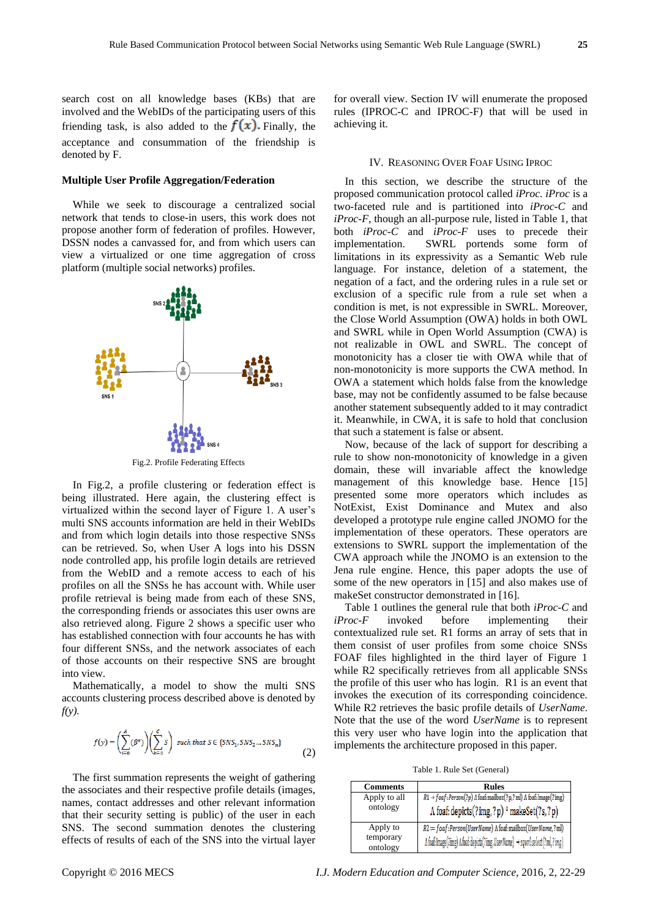search cost on all knowledge bases (KBs) that are involved and the WebIDs of the participating users of this friending task, is also added to the $f(x)$. Finally, the acceptance and consumption of the friendship is denoted by F.

**Multiple User Profile Aggregation/Federation**

While we seek to discourage a centralized social network that tends to close-in users, this work does not propose another form of federation of profiles. However, DSSN nodes a canvassed for, and from which users can view a virtualized or one time aggregation of cross platform (multiple social networks) profiles.

Fig.2. Profile Federating Effects

In Fig.2, a profile clustering or federation effect is being illustrated. Here again, the clustering effect is virtualized within the second layer of Figure 1. A user's multi SNS accounts information are held in their WebIDs and from which login details into those respective SNSs can be retrieved. So, when User A logs into his DSSN node controlled app, his profile login details are retrieved from the WebID and a remote access to each of his profiles on all the SNSs he has account with. While user profile retrieval is being made from each of these SNS, the corresponding friends or associates this user owns are also retrieved along. Figure 2 shows a specific user who has established connection with four accounts he has with four different SNSs, and the network associates of each of those accounts on their respective SNS are brought into view.

Mathematically, a model to show the multi SNS accounts clustering process described above is denoted by *f(y)*.

$$f(y) = \left(\sum_{i=0}^{A} (\beta^{\alpha})\right)\left(\sum_{k=0}^{C} S\right) \quad \text{such that } S \in \{SNS_1, SNS_2 \ldots SNS_n\} \tag{2}$$

The first summation represents the weight of gathering the associates and their respective profile details (images, names, contact addresses and other relevant information that their security setting is public) of the user in each SNS. The second summation denotes the clustering effects of results of each of the SNS into the virtual layer for overall view. Section IV will enumerate the proposed rules (IPROC-C and IPROC-F) that will be used in achieving it.

## IV. Reasoning Over FOAF Using IProc

In this section, we describe the structure of the proposed communication protocol called *iProc*. *iProc* is a two-faceted rule and is partitioned into *iProc-C* and *iProc-F*, though an all-purpose rule, listed in Table 1, that both *iProc-C* and *iProc-F* uses to precede their implementation. SWRL portends some form of limitations in its expressivity as a Semantic Web rule language. For instance, deletion of a statement, the negation of a fact, and the ordering rules in a rule set or exclusion of a specific rule from a rule set when a condition is met, is not expressible in SWRL. Moreover, the Close World Assumption (OWA) holds in both OWL and SWRL while in Open World Assumption (CWA) is not realizable in OWL and SWRL. The concept of monotonicity has a closer tie with OWA while that of non-monotonicity is more supports the CWA method. In OWA a statement which holds false from the knowledge base, may not be confidently assumed to be false because another statement subsequently added to it may contradict it. Meanwhile, in CWA, it is safe to hold that conclusion that such a statement is false or absent.

Now, because of the lack of support for describing a rule to show non-monotonicity of knowledge in a given domain, these will invariable affect the knowledge management of this knowledge base. Hence [15] presented some more operators which includes as NotExist, Exist Dominance and Mutex and also developed a prototype rule engine called JNOMO for the implementation of these operators. These operators are extensions to SWRL support the implementation of the CWA approach while the JNOMO is an extension to the Jena rule engine. Hence, this paper adopts the use of some of the new operators in [15] and also makes use of makeSet constructor demonstrated in [16].

Table 1 outlines the general rule that both *iProc-C* and *iProc-F* invoked before implementing their contextualized rule set. R1 forms an array of sets that in them consist of user profiles from some choice SNSs FOAF files highlighted in the third layer of Figure 1 while R2 specifically retrieves from all applicable SNSs the profile of this user who has login. R1 is an event that invokes the execution of its corresponding coincidence. While R2 retrieves the basic profile details of *UserName*. Note that the use of the word *UserName* is to represent this very user who have login into the application that implements the architecture proposed in this paper.

Table 1. Rule Set (General)

| Comments | Rules |
|---|---|
| Apply to all ontology | $R1 \rightarrow foaf{:}Person(?p) \wedge foaf{:}mailbox(?p, ?ml) \wedge foaf{:}image(?img) \wedge foaf{:}depicts(?img, ?p) \circ makeSet(?s, ?p)$ |
| Apply to temporary ontology | $R2 = foaf{:}Person(UserName) \wedge foaf{:}mailbox(UserName, ?ml) \wedge foaf{:}image(?img) \wedge foaf{:}depicts(?img, UserName) \rightarrow sqwrl{:}select(?ml, ?img)$ |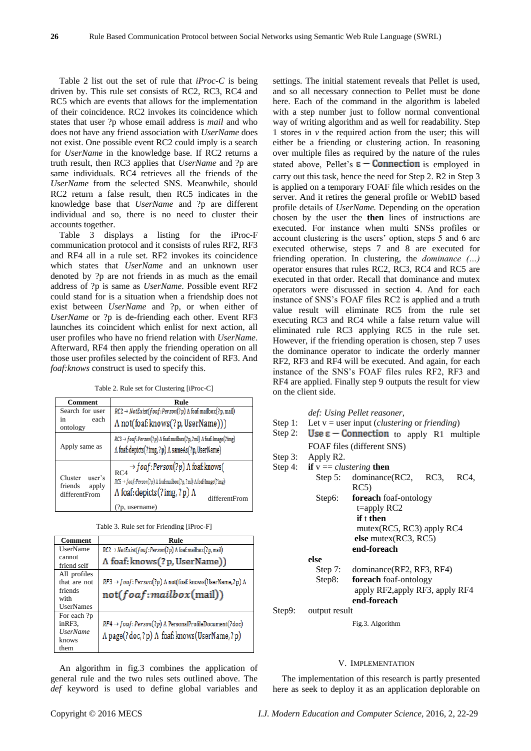Table 2 list out the set of rule that *iProc-C* is being driven by. This rule set consists of RC2, RC3, RC4 and RC5 which are events that allows for the implementation of their coincidence. RC2 invokes its coincidence which states that user ?p whose email address is *mail* and who does not have any friend association with *UserName* does not exist. One possible event RC2 could imply is a search for *UserName* in the knowledge base. If RC2 returns a truth result, then RC3 applies that *UserName* and ?p are same individuals. RC4 retrieves all the friends of the *UserName* from the selected SNS. Meanwhile, should RC2 return a false result, then RC5 indicates in the knowledge base that *UserName* and ?p are different individual and so, there is no need to cluster their accounts together.

Table 3 displays a listing for the iProc-F communication protocol and it consists of rules RF2, RF3 and RF4 all in a rule set. RF2 invokes its coincidence which states that *UserName* and an unknown user denoted by ?p are not friends in as much as the email address of ?p is same as *UserName*. Possible event RF2 could stand for is a situation when a friendship does not exist between *UserName* and ?p, or when either of *UserName* or ?p is de-friending each other. Event RF3 launches its coincident which enlist for next action, all user profiles who have no friend relation with *UserName*. Afterward, RF4 then apply the friending operation on all those user profiles selected by the coincident of RF3. And *foaf:knows* construct is used to specify this.

Table 2. Rule set for Clustering [iProc-C]

| Comment | Rule |
|---|---|
| Search for user in each ontology | $RC2 \rightarrow NotExist(foaf{:}Person(?p) \wedge foaf{:}mailbox(?p, mail) \wedge not(foaf{:}knows(?p, UserName)))$ |
| Apply same as | $RC3 \rightarrow foaf{:}Person(?p) \wedge foaf{:}mailbox(?p, ?ml) \wedge foaf{:}Image(?img) \wedge foaf{:}depicts(?img, ?p) \wedge sameAs(?p, UserName)$ |
| Cluster user's friends apply differentFrom | RC4 $\rightarrow foaf{:}Person(?p) \wedge foaf{:}knows($ <br> $RC5 \rightarrow foaf{:}Person(?p) \wedge foaf{:}mailbox(?p, ?ml) \wedge foaf{:}Image(?img) \wedge foaf{:}depicts(?img, ?p) \wedge$ differentFrom (?p, username) |

Table 3. Rule set for Friending [iProc-F]

| Comment | Rule |
|---|---|
| UserName cannot friend self | $RC2 \rightarrow NotExist(foaf{:}Person(?p) \wedge foaf{:}mailbox(?p, mail) \wedge foaf{:}knows(?p, UserName))$ |
| All profiles that are not friends with UserNames | $RF3 \rightarrow foaf{:}Person(?p) \wedge not(foaf{:}knows(UserName, ?p) \wedge not(foaf{:}mailbox(mail))$ |
| For each ?p inRF3, *UserName* knows them | $RF4 \rightarrow foaf{:}Person(?p) \wedge PersonalProfileDocument(?doc) \wedge page(?doc, ?p) \wedge foaf{:}knows(UserName, ?p)$ |

An algorithm in fig.3 combines the application of general rule and the two rules sets outlined above. The *def* keyword is used to define global variables and settings. The initial statement reveals that Pellet is used, and so all necessary connection to Pellet must be done here. Each of the command in the algorithm is labeled with a step number just to follow normal conventional way of writing algorithm and as well for readability. Step 1 stores in *v* the required action from the user; this will either be a friending or clustering action. In reasoning over multiple files as required by the nature of the rules stated above, Pellet's $\varepsilon-$Connection is employed in carry out this task, hence the need for Step 2. R2 in Step 3 is applied on a temporary FOAF file which resides on the server. And it retires the general profile or WebID based profile details of *UserName.* Depending on the operation chosen by the user the **then** lines of instructions are executed. For instance when multi SNSs profiles or account clustering is the users' option, steps 5 and 6 are executed otherwise, steps 7 and 8 are executed for friending operation. In clustering, the *dominance (…)* operator ensures that rules RC2, RC3, RC4 and RC5 are executed in that order. Recall that dominance and mutex operators were discussed in section 4. And for each instance of SNS's FOAF files RC2 is applied and a truth value result will eliminate RC5 from the rule set executing RC3 and RC4 while a false return value will eliminated rule RC3 applying RC5 in the rule set. However, if the friending operation is chosen, step 7 uses the dominance operator to indicate the orderly manner RF2, RF3 and RF4 will be executed. And again, for each instance of the SNS's FOAF files rules RF2, RF3 and RF4 are applied. Finally step 9 outputs the result for view on the client side.

```
        def: Using Pellet reasoner,
Step 1: Let v = user input (clustering or friending)
Step 2: Use ε − Connection to apply R1 multiple
        FOAF files (different SNS)
Step 3: Apply R2.
Step 4: if v == clustering then
    Step 5: dominance(RC2, RC3, RC4, RC5)
    Step6:  foreach foaf-ontology
              t=apply RC2
              if t then
               mutex(RC5, RC3) apply RC4
              else mutex(RC3, RC5)
            end-foreach
        else
    Step 7: dominance(RF2, RF3, RF4)
    Step8:  foreach foaf-ontology
             apply RF2,apply RF3, apply RF4
            end-foreach
Step9:  output result
```

Fig.3. Algorithm

## V. Implementation

The implementation of this research is partly presented here as seek to deploy it as an application deplorable on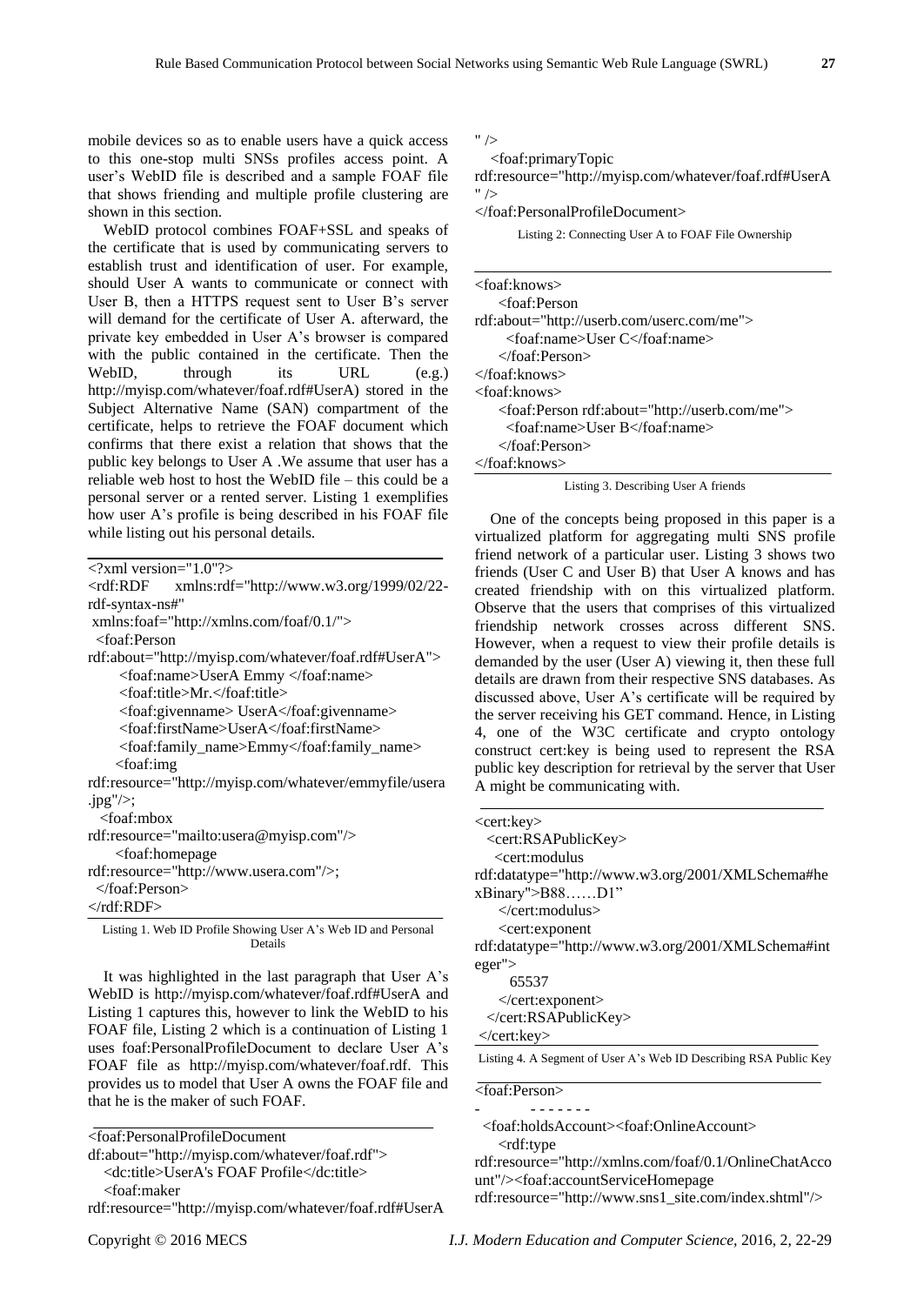mobile devices so as to enable users have a quick access to this one-stop multi SNSs profiles access point. A user's WebID file is described and a sample FOAF file that shows friending and multiple profile clustering are shown in this section.

WebID protocol combines FOAF+SSL and speaks of the certificate that is used by communicating servers to establish trust and identification of user. For example, should User A wants to communicate or connect with User B, then a HTTPS request sent to User B's server will demand for the certificate of User A. afterward, the private key embedded in User A's browser is compared with the public contained in the certificate. Then the WebID, through its URL (e.g.) http://myisp.com/whatever/foaf.rdf#UserA) stored in the Subject Alternative Name (SAN) compartment of the certificate, helps to retrieve the FOAF document which confirms that there exist a relation that shows that the public key belongs to User A .We assume that user has a reliable web host to host the WebID file – this could be a personal server or a rented server. Listing 1 exemplifies how user A's profile is being described in his FOAF file while listing out his personal details.

```
<?xml version="1.0"?>
<rdf:RDF    xmlns:rdf="http://www.w3.org/1999/02/22-rdf-syntax-ns#"
 xmlns:foaf="http://xmlns.com/foaf/0.1/">
  <foaf:Person
rdf:about="http://myisp.com/whatever/foaf.rdf#UserA">
      <foaf:name>UserA Emmy </foaf:name>
      <foaf:title>Mr.</foaf:title>
      <foaf:givenname> UserA</foaf:givenname>
      <foaf:firstName>UserA</foaf:firstName>
      <foaf:family_name>Emmy</foaf:family_name>
     <foaf:img
rdf:resource="http://myisp.com/whatever/emmyfile/usera.jpg"/>;
   <foaf:mbox
rdf:resource="mailto:usera@myisp.com"/>
     <foaf:homepage
rdf:resource="http://www.usera.com"/>;
  </foaf:Person>
</rdf:RDF>
```

Listing 1. Web ID Profile Showing User A's Web ID and Personal Details

It was highlighted in the last paragraph that User A's WebID is http://myisp.com/whatever/foaf.rdf#UserA and Listing 1 captures this, however to link the WebID to his FOAF file, Listing 2 which is a continuation of Listing 1 uses foaf:PersonalProfileDocument to declare User A's FOAF file as http://myisp.com/whatever/foaf.rdf. This provides us to model that User A owns the FOAF file and that he is the maker of such FOAF.

```
<foaf:PersonalProfileDocument
df:about="http://myisp.com/whatever/foaf.rdf">
   <dc:title>UserA's FOAF Profile</dc:title>
   <foaf:maker
rdf:resource="http://myisp.com/whatever/foaf.rdf#UserA" />
   <foaf:primaryTopic
rdf:resource="http://myisp.com/whatever/foaf.rdf#UserA" />
</foaf:PersonalProfileDocument>
```

Listing 2: Connecting User A to FOAF File Ownership

```
<foaf:knows>
    <foaf:Person
rdf:about="http://userb.com/userc.com/me">
      <foaf:name>User C</foaf:name>
    </foaf:Person>
</foaf:knows>
<foaf:knows>
    <foaf:Person rdf:about="http://userb.com/me">
     <foaf:name>User B</foaf:name>
    </foaf:Person>
</foaf:knows>
```

Listing 3. Describing User A friends

One of the concepts being proposed in this paper is a virtualized platform for aggregating multi SNS profile friend network of a particular user. Listing 3 shows two friends (User C and User B) that User A knows and has created friendship with on this virtualized platform. Observe that the users that comprises of this virtualized friendship network crosses across different SNS. However, when a request to view their profile details is demanded by the user (User A) viewing it, then these full details are drawn from their respective SNS databases. As discussed above, User A's certificate will be required by the server receiving his GET command. Hence, in Listing 4, one of the W3C certificate and crypto ontology construct cert:key is being used to represent the RSA public key description for retrieval by the server that User A might be communicating with.

```
<cert:key>
  <cert:RSAPublicKey>
   <cert:modulus
rdf:datatype="http://www.w3.org/2001/XMLSchema#hexBinary">B88……D1"
    </cert:modulus>
    <cert:exponent
rdf:datatype="http://www.w3.org/2001/XMLSchema#integer">
      65537
    </cert:exponent>
  </cert:RSAPublicKey>
 </cert:key>
```

Listing 4. A Segment of User A's Web ID Describing RSA Public Key

```
<foaf:Person>
-          - - - - - - -
  <foaf:holdsAccount><foaf:OnlineAccount>
    <rdf:type
rdf:resource="http://xmlns.com/foaf/0.1/OnlineChatAccount"/><foaf:accountServiceHomepage
rdf:resource="http://www.sns1_site.com/index.shtml"/>
```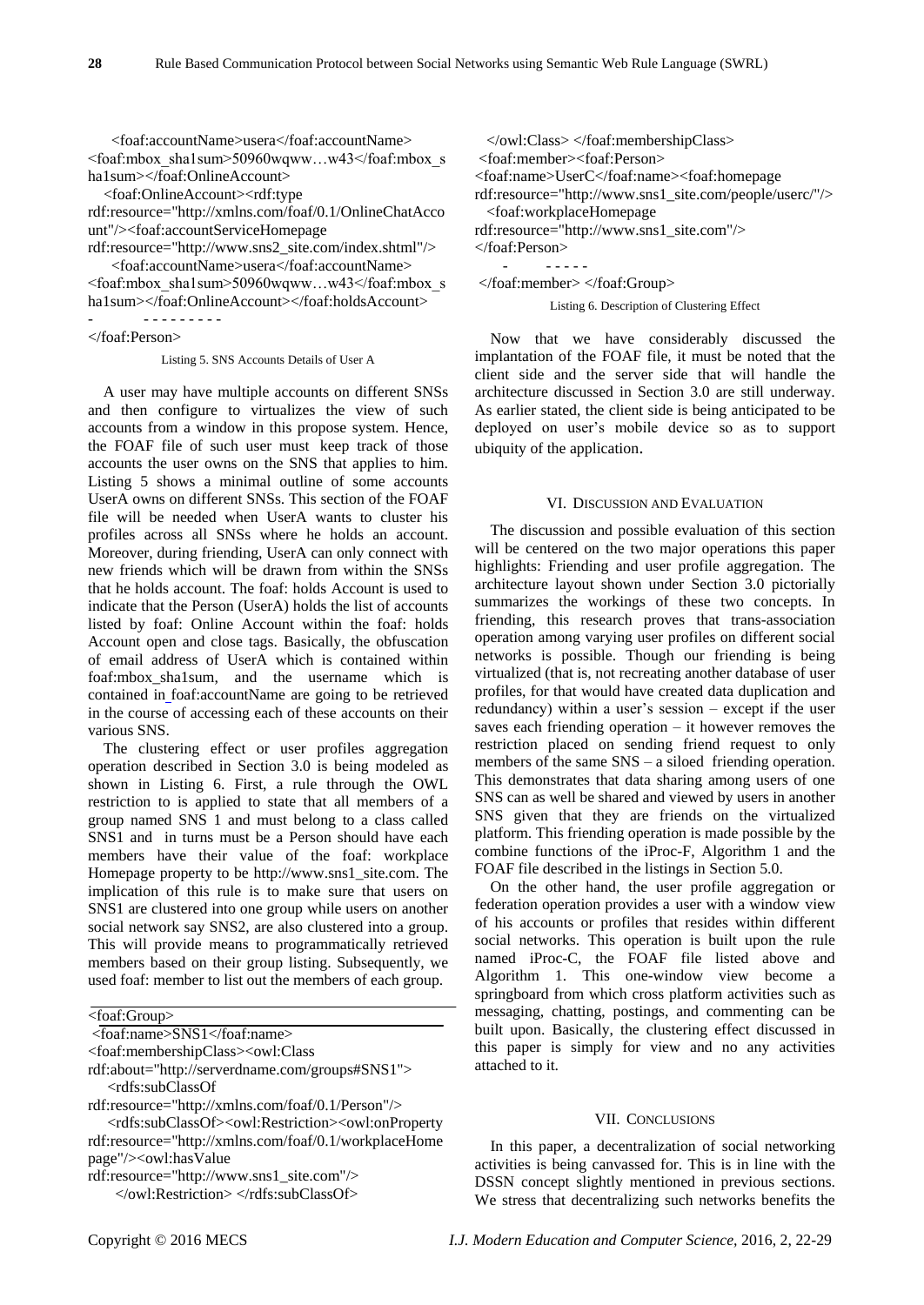```
<foaf:accountName>usera</foaf:accountName>
<foaf:mbox_sha1sum>50960wqww…w43</foaf:mbox_sha1sum></foaf:OnlineAccount>
<foaf:OnlineAccount><rdf:type rdf:resource="http://xmlns.com/foaf/0.1/OnlineChatAccount"/><foaf:accountServiceHomepage rdf:resource="http://www.sns2_site.com/index.shtml"/>
<foaf:accountName>usera</foaf:accountName>
<foaf:mbox_sha1sum>50960wqww…w43</foaf:mbox_sha1sum></foaf:OnlineAccount></foaf:holdsAccount>
-        - - - - - - - - -
</foaf:Person>
```

Listing 5. SNS Accounts Details of User A

A user may have multiple accounts on different SNSs and then configure to virtualizes the view of such accounts from a window in this propose system. Hence, the FOAF file of such user must keep track of those accounts the user owns on the SNS that applies to him. Listing 5 shows a minimal outline of some accounts UserA owns on different SNSs. This section of the FOAF file will be needed when UserA wants to cluster his profiles across all SNSs where he holds an account. Moreover, during friending, UserA can only connect with new friends which will be drawn from within the SNSs that he holds account. The foaf: holds Account is used to indicate that the Person (UserA) holds the list of accounts listed by foaf: Online Account within the foaf: holds Account open and close tags. Basically, the obfuscation of email address of UserA which is contained within foaf:mbox_sha1sum, and the username which is contained in foaf:accountName are going to be retrieved in the course of accessing each of these accounts on their various SNS.

The clustering effect or user profiles aggregation operation described in Section 3.0 is being modeled as shown in Listing 6. First, a rule through the OWL restriction to is applied to state that all members of a group named SNS 1 and must belong to a class called SNS1 and in turns must be a Person should have each members have their value of the foaf: workplace Homepage property to be http://www.sns1_site.com. The implication of this rule is to make sure that users on SNS1 are clustered into one group while users on another social network say SNS2, are also clustered into a group. This will provide means to programmatically retrieved members based on their group listing. Subsequently, we used foaf: member to list out the members of each group.

```
<foaf:Group>
<foaf:name>SNS1</foaf:name>
<foaf:membershipClass><owl:Class rdf:about="http://serverdname.com/groups#SNS1">
<rdfs:subClassOf rdf:resource="http://xmlns.com/foaf/0.1/Person"/>
<rdfs:subClassOf><owl:Restriction><owl:onProperty rdf:resource="http://xmlns.com/foaf/0.1/workplaceHomepage"/><owl:hasValue rdf:resource="http://www.sns1_site.com"/>
</owl:Restriction> </rdfs:subClassOf>
</owl:Class> </foaf:membershipClass>
<foaf:member><foaf:Person>
<foaf:name>UserC</foaf:name><foaf:homepage rdf:resource="http://www.sns1_site.com/people/userc/"/>
<foaf:workplaceHomepage rdf:resource="http://www.sns1_site.com"/>
</foaf:Person>
-        - - - - -
</foaf:member> </foaf:Group>
```

Listing 6. Description of Clustering Effect

Now that we have considerably discussed the implantation of the FOAF file, it must be noted that the client side and the server side that will handle the architecture discussed in Section 3.0 are still underway. As earlier stated, the client side is being anticipated to be deployed on user's mobile device so as to support ubiquity of the application.

## VI. Discussion and Evaluation

The discussion and possible evaluation of this section will be centered on the two major operations this paper highlights: Friending and user profile aggregation. The architecture layout shown under Section 3.0 pictorially summarizes the workings of these two concepts. In friending, this research proves that trans-association operation among varying user profiles on different social networks is possible. Though our friending is being virtualized (that is, not recreating another database of user profiles, for that would have created data duplication and redundancy) within a user's session – except if the user saves each friending operation – it however removes the restriction placed on sending friend request to only members of the same SNS – a siloed friending operation. This demonstrates that data sharing among users of one SNS can as well be shared and viewed by users in another SNS given that they are friends on the virtualized platform. This friending operation is made possible by the combine functions of the iProc-F, Algorithm 1 and the FOAF file described in the listings in Section 5.0.

On the other hand, the user profile aggregation or federation operation provides a user with a window view of his accounts or profiles that resides within different social networks. This operation is built upon the rule named iProc-C, the FOAF file listed above and Algorithm 1. This one-window view become a springboard from which cross platform activities such as messaging, chatting, postings, and commenting can be built upon. Basically, the clustering effect discussed in this paper is simply for view and no any activities attached to it.

## VII. Conclusions

In this paper, a decentralization of social networking activities is being canvassed for. This is in line with the DSSN concept slightly mentioned in previous sections. We stress that decentralizing such networks benefits the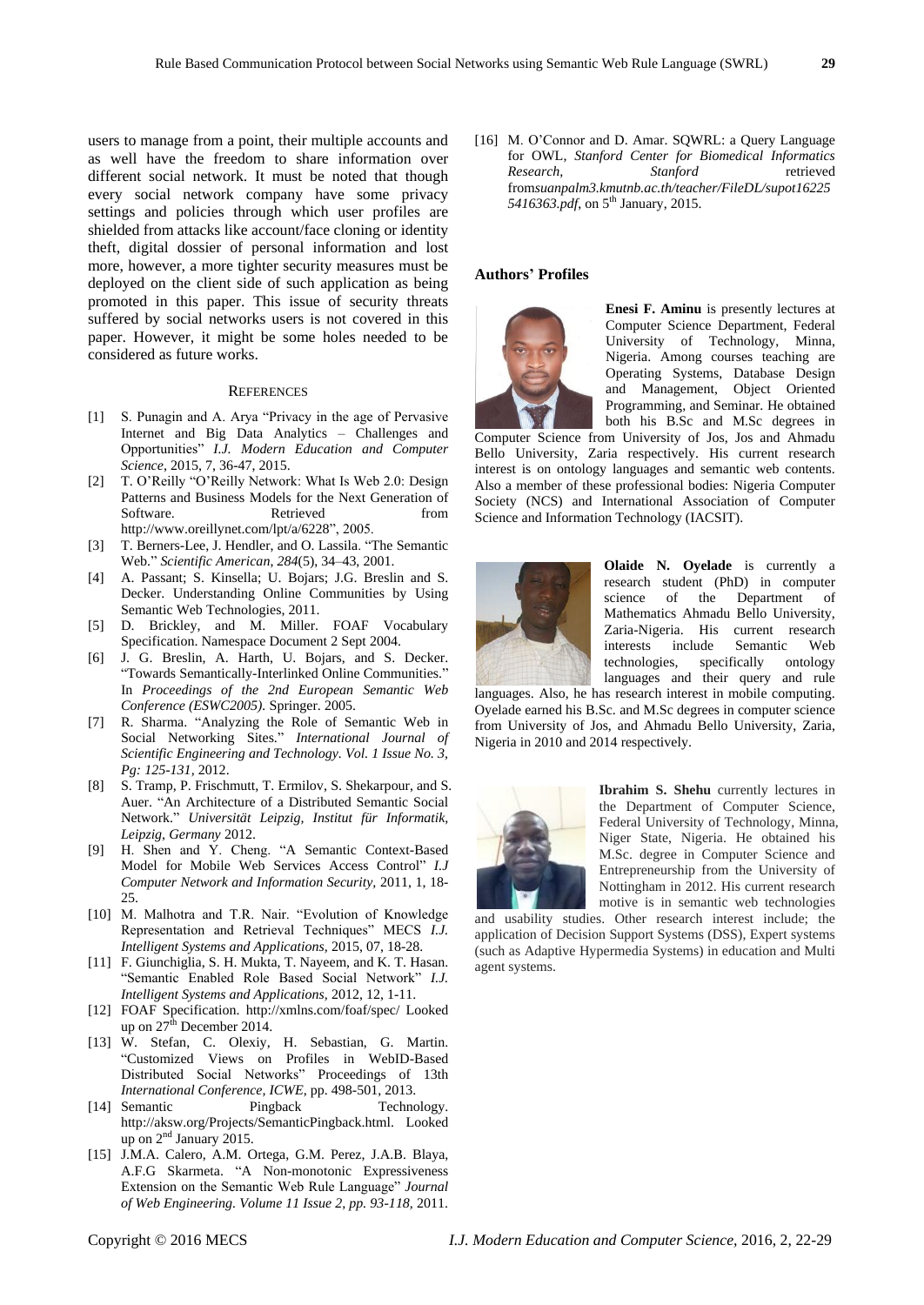users to manage from a point, their multiple accounts and as well have the freedom to share information over different social network. It must be noted that though every social network company have some privacy settings and policies through which user profiles are shielded from attacks like account/face cloning or identity theft, digital dossier of personal information and lost more, however, a more tighter security measures must be deployed on the client side of such application as being promoted in this paper. This issue of security threats suffered by social networks users is not covered in this paper. However, it might be some holes needed to be considered as future works.

## REFERENCES

[1] S. Punagin and A. Arya "Privacy in the age of Pervasive Internet and Big Data Analytics – Challenges and Opportunities" *I.J. Modern Education and Computer Science*, 2015, 7, 36-47, 2015.

[2] T. O'Reilly "O'Reilly Network: What Is Web 2.0: Design Patterns and Business Models for the Next Generation of Software. Retrieved from http://www.oreillynet.com/lpt/a/6228", 2005.

[3] T. Berners-Lee, J. Hendler, and O. Lassila. "The Semantic Web." *Scientific American, 284*(5), 34–43, 2001.

[4] A. Passant; S. Kinsella; U. Bojars; J.G. Breslin and S. Decker. Understanding Online Communities by Using Semantic Web Technologies, 2011.

[5] D. Brickley, and M. Miller. FOAF Vocabulary Specification. Namespace Document 2 Sept 2004.

[6] J. G. Breslin, A. Harth, U. Bojars, and S. Decker. "Towards Semantically-Interlinked Online Communities." In *Proceedings of the 2nd European Semantic Web Conference (ESWC2005)*. Springer. 2005.

[7] R. Sharma. "Analyzing the Role of Semantic Web in Social Networking Sites." *International Journal of Scientific Engineering and Technology. Vol. 1 Issue No. 3, Pg: 125-131*, 2012.

[8] S. Tramp, P. Frischmutt, T. Ermilov, S. Shekarpour, and S. Auer. "An Architecture of a Distributed Semantic Social Network." *Universität Leipzig, Institut für Informatik, Leipzig, Germany* 2012.

[9] H. Shen and Y. Cheng. "A Semantic Context-Based Model for Mobile Web Services Access Control" *I.J Computer Network and Information Security*, 2011, 1, 18-25.

[10] M. Malhotra and T.R. Nair. "Evolution of Knowledge Representation and Retrieval Techniques" MECS *I.J. Intelligent Systems and Applications*, 2015, 07, 18-28.

[11] F. Giunchiglia, S. H. Mukta, T. Nayeem, and K. T. Hasan. "Semantic Enabled Role Based Social Network" *I.J. Intelligent Systems and Applications*, 2012, 12, 1-11.

[12] FOAF Specification. http://xmlns.com/foaf/spec/ Looked up on 27th December 2014.

[13] W. Stefan, C. Olexiy, H. Sebastian, G. Martin. "Customized Views on Profiles in WebID-Based Distributed Social Networks" Proceedings of 13th *International Conference, ICWE*, pp. 498-501, 2013.

[14] Semantic Pingback Technology. http://aksw.org/Projects/SemanticPingback.html. Looked up on 2nd January 2015.

[15] J.M.A. Calero, A.M. Ortega, G.M. Perez, J.A.B. Blaya, A.F.G Skarmeta. "A Non-monotonic Expressiveness Extension on the Semantic Web Rule Language" *Journal of Web Engineering. Volume 11 Issue 2, pp. 93-118*, 2011.

[16] M. O'Connor and D. Amar. SQWRL: a Query Language for OWL, *Stanford Center for Biomedical Informatics Research, Stanford* retrieved from*suanpalm3.kmutnb.ac.th/teacher/FileDL/supot16225 5416363.pdf*, on 5th January, 2015.

## Authors' Profiles

**Enesi F. Aminu** is presently lectures at Computer Science Department, Federal University of Technology, Minna, Nigeria. Among courses teaching are Operating Systems, Database Design and Management, Object Oriented Programming, and Seminar. He obtained both his B.Sc and M.Sc degrees in Computer Science from University of Jos, Jos and Ahmadu Bello University, Zaria respectively. His current research interest is on ontology languages and semantic web contents. Also a member of these professional bodies: Nigeria Computer Society (NCS) and International Association of Computer Science and Information Technology (IACSIT).

**Olaide N. Oyelade** is currently a research student (PhD) in computer science of the Department of Mathematics Ahmadu Bello University, Zaria-Nigeria. His current research interests include Semantic Web technologies, specifically ontology languages and their query and rule languages. Also, he has research interest in mobile computing. Oyelade earned his B.Sc. and M.Sc degrees in computer science from University of Jos, and Ahmadu Bello University, Zaria, Nigeria in 2010 and 2014 respectively.

**Ibrahim S. Shehu** currently lectures in the Department of Computer Science, Federal University of Technology, Minna, Niger State, Nigeria. He obtained his M.Sc. degree in Computer Science and Entrepreneurship from the University of Nottingham in 2012. His current research motive is in semantic web technologies and usability studies. Other research interest include; the application of Decision Support Systems (DSS), Expert systems (such as Adaptive Hypermedia Systems) in education and Multi agent systems.